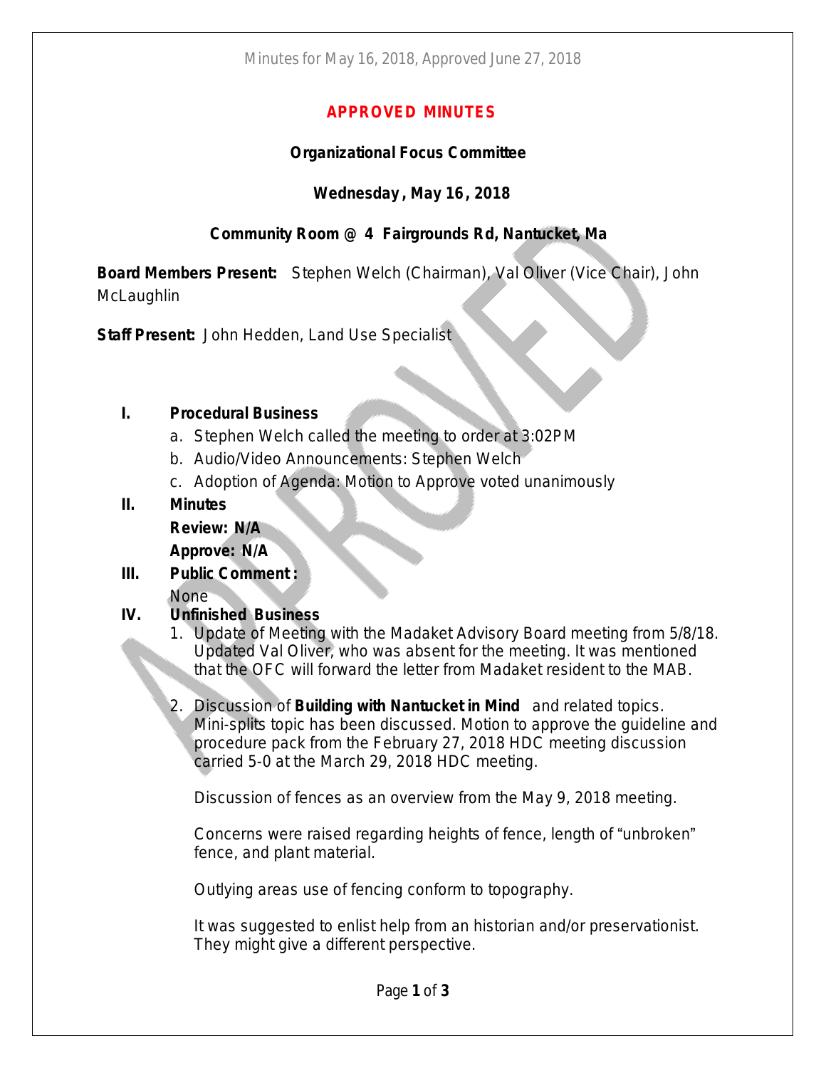**APPROVED MINUTES**

**Organizational Focus Committee**

**Wednesday, May 16, 2018**

**Community Room @ 4 Fairgrounds Rd, Nantucket, Ma**

**Board Members Present:** Stephen Welch (Chairman), Val Oliver (Vice Chair), John McLaughlin

**Staff Present:** John Hedden, Land Use Specialist

**I. Procedural Business**

a. Stephen Welch called the meeting to order at 3:02PM
b. Audio/Video Announcements: Stephen Welch
c. Adoption of Agenda: Motion to Approve voted unanimously

**II. Minutes**

**Review: N/A**

**Approve: N/A**

**III. Public Comment:**

None

**IV. Unfinished Business**

1. Update of Meeting with the Madaket Advisory Board meeting from 5/8/18. Updated Val Oliver, who was absent for the meeting. It was mentioned that the OFC will forward the letter from Madaket resident to the MAB.

2. Discussion of **Building with Nantucket in Mind** and related topics. Mini-splits topic has been discussed. Motion to approve the guideline and procedure pack from the February 27, 2018 HDC meeting discussion carried 5-0 at the March 29, 2018 HDC meeting.

   Discussion of fences as an overview from the May 9, 2018 meeting.

   Concerns were raised regarding heights of fence, length of "unbroken" fence, and plant material.

   Outlying areas use of fencing conform to topography.

   It was suggested to enlist help from an historian and/or preservationist. They might give a different perspective.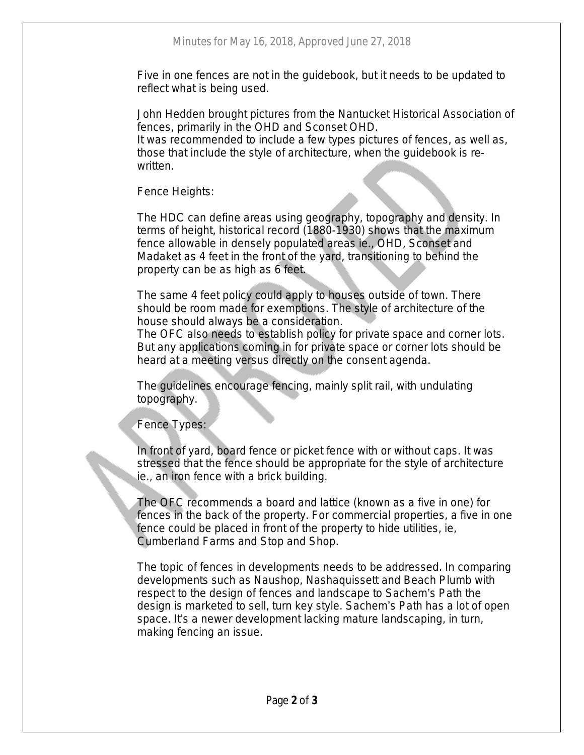Five in one fences are not in the guidebook, but it needs to be updated to reflect what is being used.

John Hedden brought pictures from the Nantucket Historical Association of fences, primarily in the OHD and Sconset OHD.
It was recommended to include a few types pictures of fences, as well as, those that include the style of architecture, when the guidebook is re-written.

Fence Heights:

The HDC can define areas using geography, topography and density. In terms of height, historical record (1880-1930) shows that the maximum fence allowable in densely populated areas ie., OHD, Sconset and Madaket as 4 feet in the front of the yard, transitioning to behind the property can be as high as 6 feet.

The same 4 feet policy could apply to houses outside of town. There should be room made for exemptions. The style of architecture of the house should always be a consideration.
The OFC also needs to establish policy for private space and corner lots. But any applications coming in for private space or corner lots should be heard at a meeting versus directly on the consent agenda.

The guidelines encourage fencing, mainly split rail, with undulating topography.

Fence Types:

In front of yard, board fence or picket fence with or without caps. It was stressed that the fence should be appropriate for the style of architecture ie., an iron fence with a brick building.

The OFC recommends a board and lattice (known as a five in one) for fences in the back of the property. For commercial properties, a five in one fence could be placed in front of the property to hide utilities, ie, Cumberland Farms and Stop and Shop.

The topic of fences in developments needs to be addressed. In comparing developments such as Naushop, Nashaquissett and Beach Plumb with respect to the design of fences and landscape to Sachem's Path the design is marketed to sell, turn key style. Sachem's Path has a lot of open space. It's a newer development lacking mature landscaping, in turn, making fencing an issue.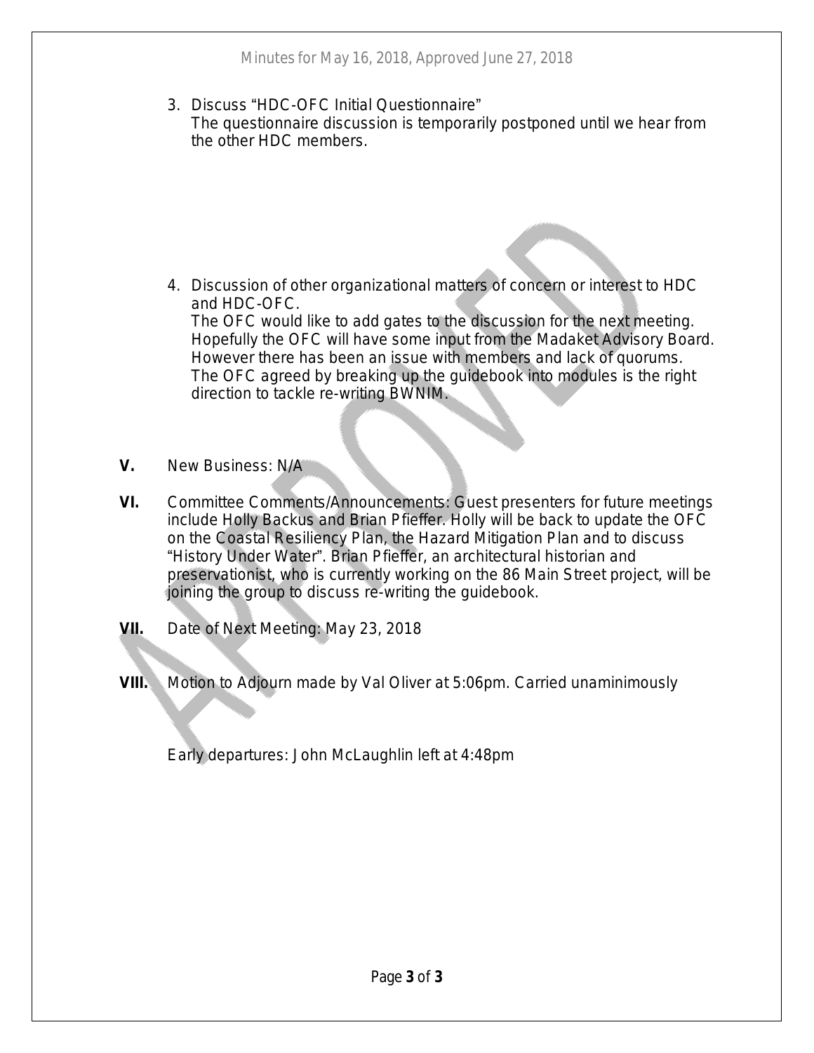3. Discuss "HDC-OFC Initial Questionnaire"
   The questionnaire discussion is temporarily postponed until we hear from the other HDC members.

4. Discussion of other organizational matters of concern or interest to HDC and HDC-OFC.
   The OFC would like to add gates to the discussion for the next meeting. Hopefully the OFC will have some input from the Madaket Advisory Board. However there has been an issue with members and lack of quorums. The OFC agreed by breaking up the guidebook into modules is the right direction to tackle re-writing BWNIM.

**V.** New Business: N/A

**VI.** Committee Comments/Announcements: Guest presenters for future meetings include Holly Backus and Brian Pfieffer. Holly will be back to update the OFC on the Coastal Resiliency Plan, the Hazard Mitigation Plan and to discuss "History Under Water". Brian Pfieffer, an architectural historian and preservationist, who is currently working on the 86 Main Street project, will be joining the group to discuss re-writing the guidebook.

**VII.** Date of Next Meeting: May 23, 2018

**VIII.** Motion to Adjourn made by Val Oliver at 5:06pm. Carried unaminimously

Early departures: John McLaughlin left at 4:48pm